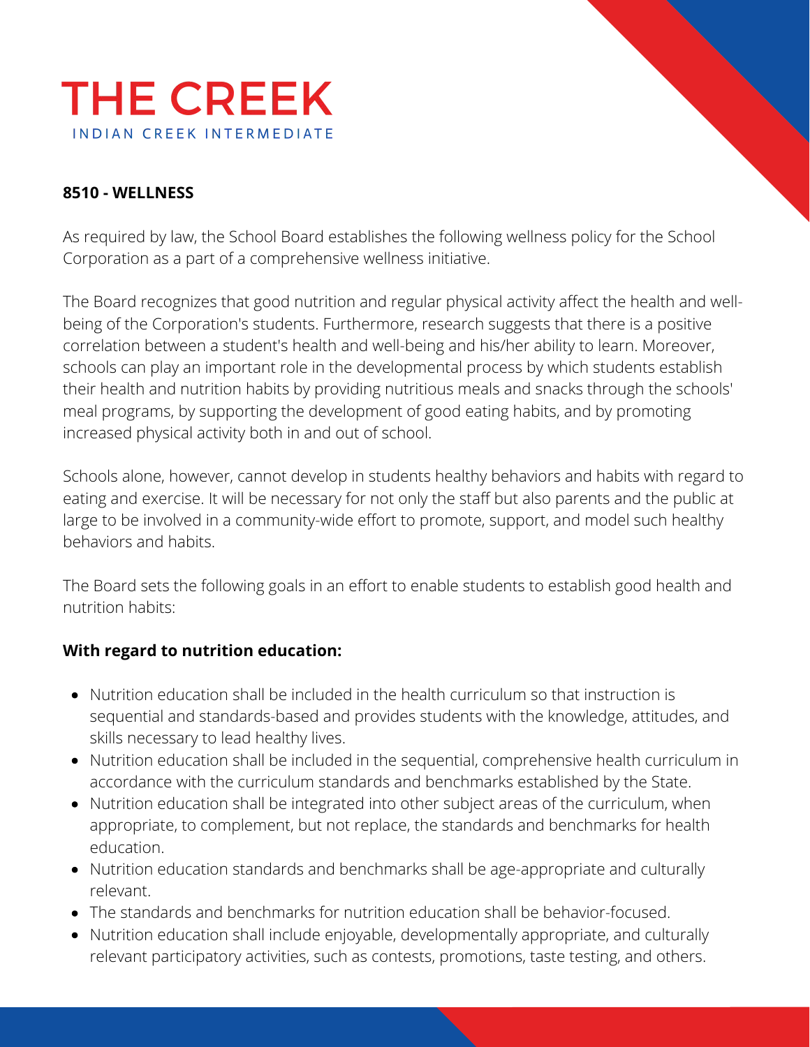# THE CREEK

INDIAN CREEK INTERMEDIATE

**8510 - WELLNESS**

As required by law, the School Board establishes the following wellness policy for the School Corporation as a part of a comprehensive wellness initiative.

The Board recognizes that good nutrition and regular physical activity affect the health and well-being of the Corporation's students. Furthermore, research suggests that there is a positive correlation between a student's health and well-being and his/her ability to learn. Moreover, schools can play an important role in the developmental process by which students establish their health and nutrition habits by providing nutritious meals and snacks through the schools' meal programs, by supporting the development of good eating habits, and by promoting increased physical activity both in and out of school.

Schools alone, however, cannot develop in students healthy behaviors and habits with regard to eating and exercise. It will be necessary for not only the staff but also parents and the public at large to be involved in a community-wide effort to promote, support, and model such healthy behaviors and habits.

The Board sets the following goals in an effort to enable students to establish good health and nutrition habits:

**With regard to nutrition education:**

- Nutrition education shall be included in the health curriculum so that instruction is sequential and standards-based and provides students with the knowledge, attitudes, and skills necessary to lead healthy lives.
- Nutrition education shall be included in the sequential, comprehensive health curriculum in accordance with the curriculum standards and benchmarks established by the State.
- Nutrition education shall be integrated into other subject areas of the curriculum, when appropriate, to complement, but not replace, the standards and benchmarks for health education.
- Nutrition education standards and benchmarks shall be age-appropriate and culturally relevant.
- The standards and benchmarks for nutrition education shall be behavior-focused.
- Nutrition education shall include enjoyable, developmentally appropriate, and culturally relevant participatory activities, such as contests, promotions, taste testing, and others.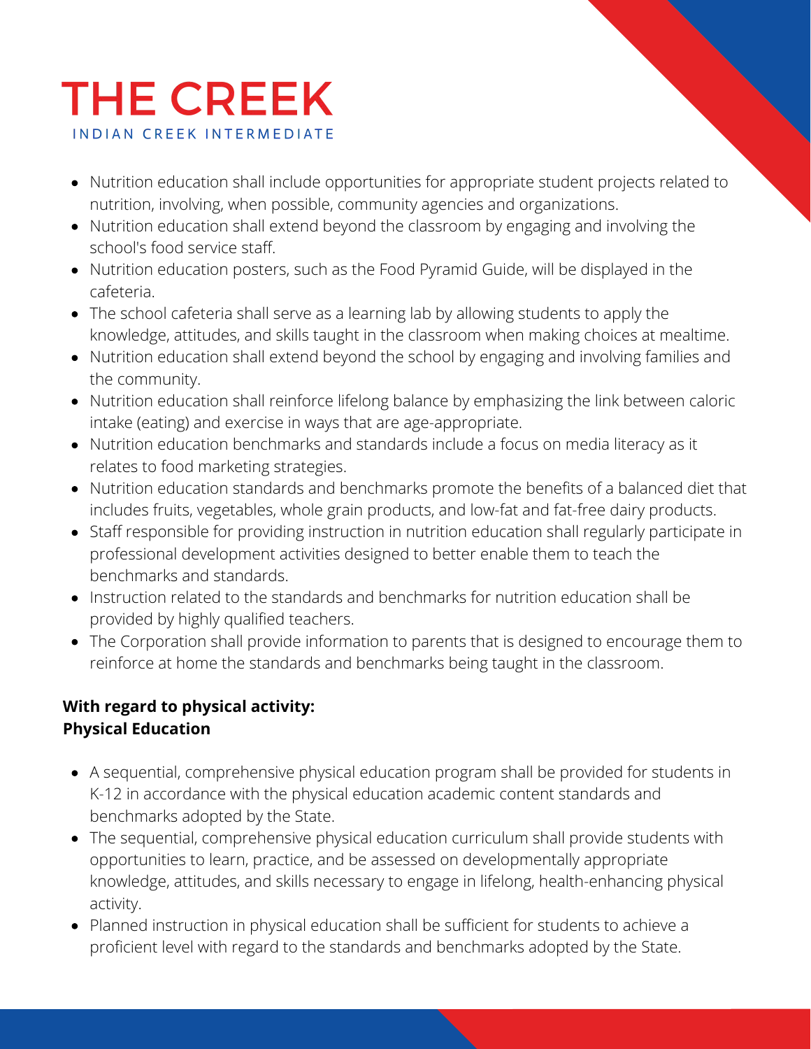- Nutrition education shall include opportunities for appropriate student projects related to nutrition, involving, when possible, community agencies and organizations.
- Nutrition education shall extend beyond the classroom by engaging and involving the school's food service staff.
- Nutrition education posters, such as the Food Pyramid Guide, will be displayed in the cafeteria.
- The school cafeteria shall serve as a learning lab by allowing students to apply the knowledge, attitudes, and skills taught in the classroom when making choices at mealtime.
- Nutrition education shall extend beyond the school by engaging and involving families and the community.
- Nutrition education shall reinforce lifelong balance by emphasizing the link between caloric intake (eating) and exercise in ways that are age-appropriate.
- Nutrition education benchmarks and standards include a focus on media literacy as it relates to food marketing strategies.
- Nutrition education standards and benchmarks promote the benefits of a balanced diet that includes fruits, vegetables, whole grain products, and low-fat and fat-free dairy products.
- Staff responsible for providing instruction in nutrition education shall regularly participate in professional development activities designed to better enable them to teach the benchmarks and standards.
- Instruction related to the standards and benchmarks for nutrition education shall be provided by highly qualified teachers.
- The Corporation shall provide information to parents that is designed to encourage them to reinforce at home the standards and benchmarks being taught in the classroom.

**With regard to physical activity:**
**Physical Education**

- A sequential, comprehensive physical education program shall be provided for students in K-12 in accordance with the physical education academic content standards and benchmarks adopted by the State.
- The sequential, comprehensive physical education curriculum shall provide students with opportunities to learn, practice, and be assessed on developmentally appropriate knowledge, attitudes, and skills necessary to engage in lifelong, health-enhancing physical activity.
- Planned instruction in physical education shall be sufficient for students to achieve a proficient level with regard to the standards and benchmarks adopted by the State.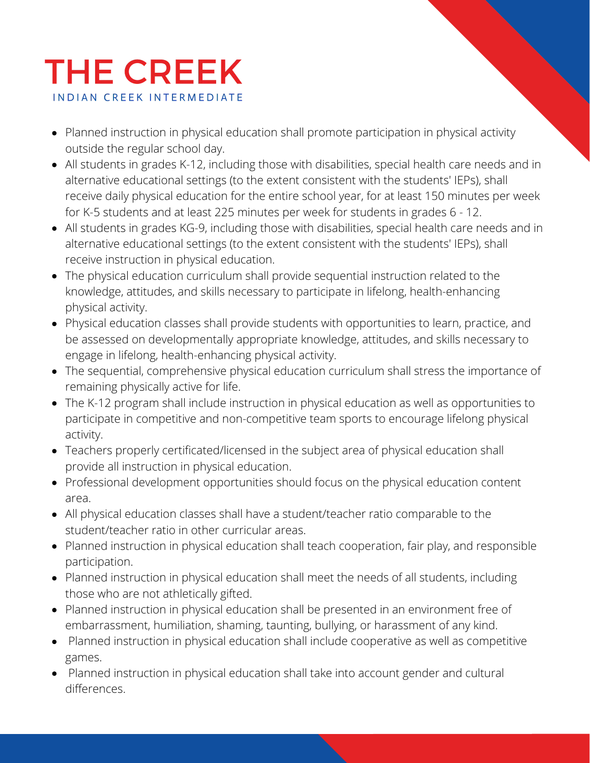# THE CREEK

INDIAN CREEK INTERMEDIATE

- Planned instruction in physical education shall promote participation in physical activity outside the regular school day.
- All students in grades K-12, including those with disabilities, special health care needs and in alternative educational settings (to the extent consistent with the students' IEPs), shall receive daily physical education for the entire school year, for at least 150 minutes per week for K-5 students and at least 225 minutes per week for students in grades 6 - 12.
- All students in grades KG-9, including those with disabilities, special health care needs and in alternative educational settings (to the extent consistent with the students' IEPs), shall receive instruction in physical education.
- The physical education curriculum shall provide sequential instruction related to the knowledge, attitudes, and skills necessary to participate in lifelong, health-enhancing physical activity.
- Physical education classes shall provide students with opportunities to learn, practice, and be assessed on developmentally appropriate knowledge, attitudes, and skills necessary to engage in lifelong, health-enhancing physical activity.
- The sequential, comprehensive physical education curriculum shall stress the importance of remaining physically active for life.
- The K-12 program shall include instruction in physical education as well as opportunities to participate in competitive and non-competitive team sports to encourage lifelong physical activity.
- Teachers properly certificated/licensed in the subject area of physical education shall provide all instruction in physical education.
- Professional development opportunities should focus on the physical education content area.
- All physical education classes shall have a student/teacher ratio comparable to the student/teacher ratio in other curricular areas.
- Planned instruction in physical education shall teach cooperation, fair play, and responsible participation.
- Planned instruction in physical education shall meet the needs of all students, including those who are not athletically gifted.
- Planned instruction in physical education shall be presented in an environment free of embarrassment, humiliation, shaming, taunting, bullying, or harassment of any kind.
- Planned instruction in physical education shall include cooperative as well as competitive games.
- Planned instruction in physical education shall take into account gender and cultural differences.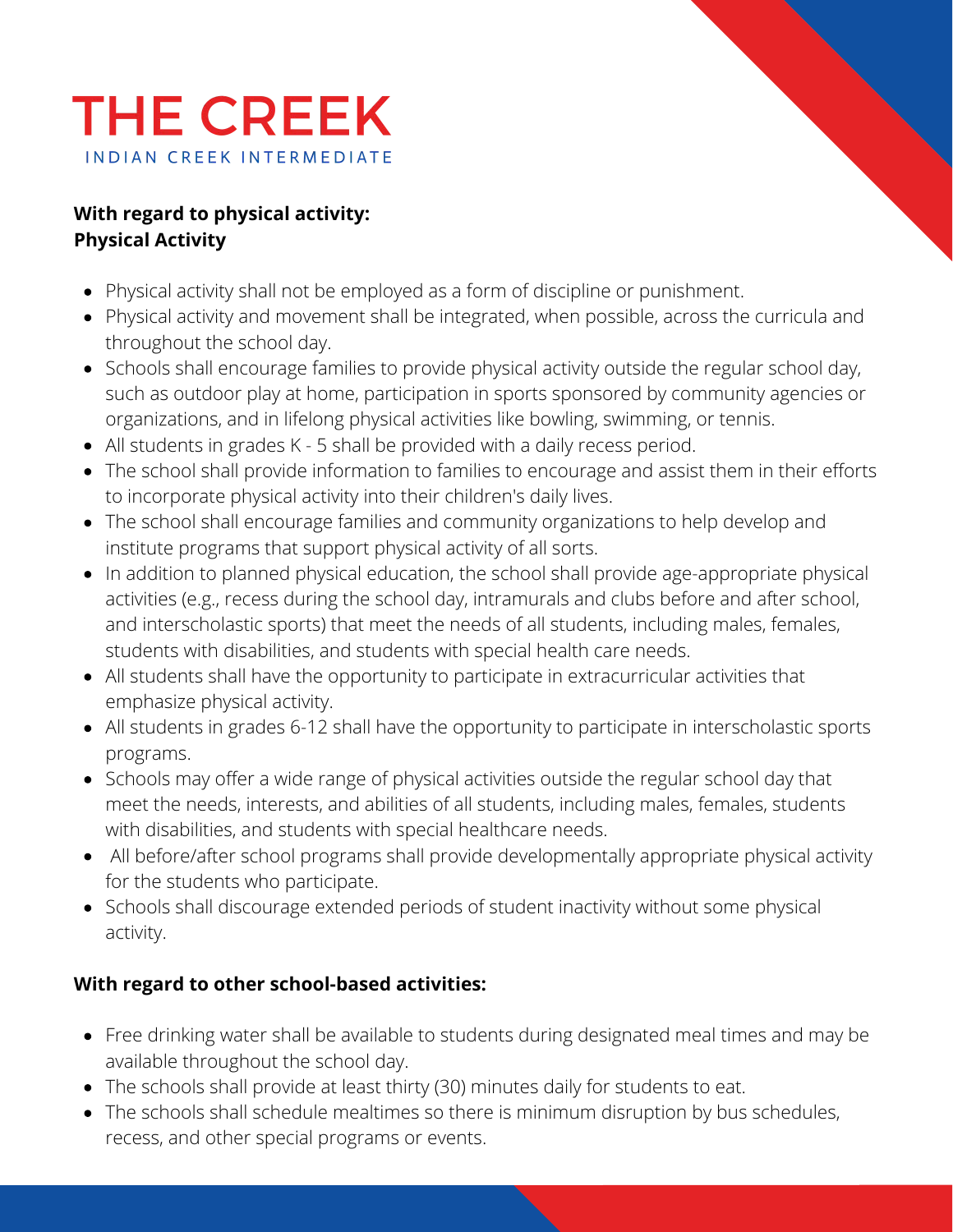# THE CREEK

INDIAN CREEK INTERMEDIATE

**With regard to physical activity:**
**Physical Activity**

- Physical activity shall not be employed as a form of discipline or punishment.
- Physical activity and movement shall be integrated, when possible, across the curricula and throughout the school day.
- Schools shall encourage families to provide physical activity outside the regular school day, such as outdoor play at home, participation in sports sponsored by community agencies or organizations, and in lifelong physical activities like bowling, swimming, or tennis.
- All students in grades K - 5 shall be provided with a daily recess period.
- The school shall provide information to families to encourage and assist them in their efforts to incorporate physical activity into their children's daily lives.
- The school shall encourage families and community organizations to help develop and institute programs that support physical activity of all sorts.
- In addition to planned physical education, the school shall provide age-appropriate physical activities (e.g., recess during the school day, intramurals and clubs before and after school, and interscholastic sports) that meet the needs of all students, including males, females, students with disabilities, and students with special health care needs.
- All students shall have the opportunity to participate in extracurricular activities that emphasize physical activity.
- All students in grades 6-12 shall have the opportunity to participate in interscholastic sports programs.
- Schools may offer a wide range of physical activities outside the regular school day that meet the needs, interests, and abilities of all students, including males, females, students with disabilities, and students with special healthcare needs.
- All before/after school programs shall provide developmentally appropriate physical activity for the students who participate.
- Schools shall discourage extended periods of student inactivity without some physical activity.

**With regard to other school-based activities:**

- Free drinking water shall be available to students during designated meal times and may be available throughout the school day.
- The schools shall provide at least thirty (30) minutes daily for students to eat.
- The schools shall schedule mealtimes so there is minimum disruption by bus schedules, recess, and other special programs or events.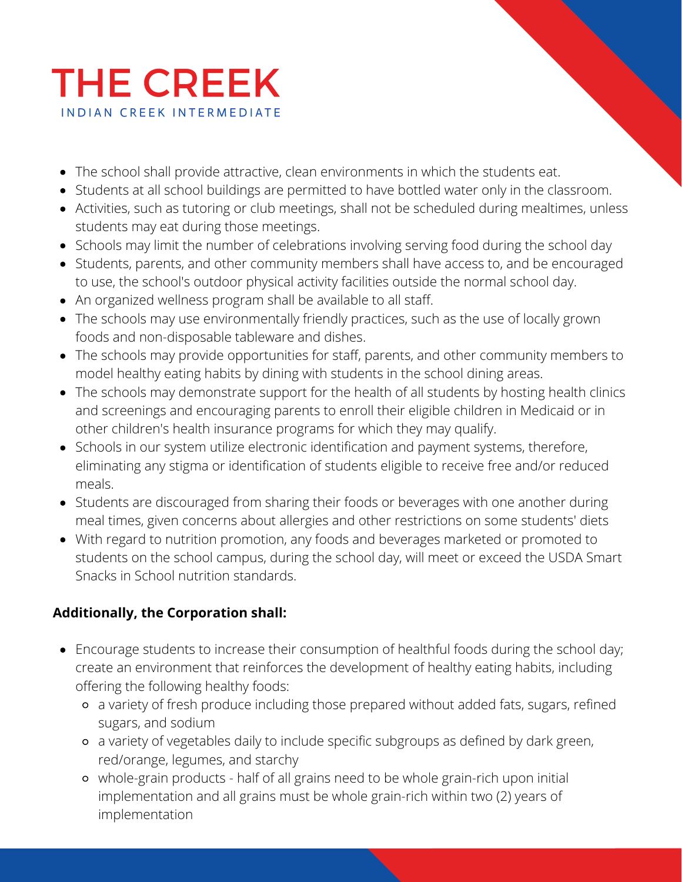# THE CREEK

INDIAN CREEK INTERMEDIATE

- The school shall provide attractive, clean environments in which the students eat.
- Students at all school buildings are permitted to have bottled water only in the classroom.
- Activities, such as tutoring or club meetings, shall not be scheduled during mealtimes, unless students may eat during those meetings.
- Schools may limit the number of celebrations involving serving food during the school day
- Students, parents, and other community members shall have access to, and be encouraged to use, the school's outdoor physical activity facilities outside the normal school day.
- An organized wellness program shall be available to all staff.
- The schools may use environmentally friendly practices, such as the use of locally grown foods and non-disposable tableware and dishes.
- The schools may provide opportunities for staff, parents, and other community members to model healthy eating habits by dining with students in the school dining areas.
- The schools may demonstrate support for the health of all students by hosting health clinics and screenings and encouraging parents to enroll their eligible children in Medicaid or in other children's health insurance programs for which they may qualify.
- Schools in our system utilize electronic identification and payment systems, therefore, eliminating any stigma or identification of students eligible to receive free and/or reduced meals.
- Students are discouraged from sharing their foods or beverages with one another during meal times, given concerns about allergies and other restrictions on some students' diets
- With regard to nutrition promotion, any foods and beverages marketed or promoted to students on the school campus, during the school day, will meet or exceed the USDA Smart Snacks in School nutrition standards.

**Additionally, the Corporation shall:**

- Encourage students to increase their consumption of healthful foods during the school day; create an environment that reinforces the development of healthy eating habits, including offering the following healthy foods:
  - a variety of fresh produce including those prepared without added fats, sugars, refined sugars, and sodium
  - a variety of vegetables daily to include specific subgroups as defined by dark green, red/orange, legumes, and starchy
  - whole-grain products - half of all grains need to be whole grain-rich upon initial implementation and all grains must be whole grain-rich within two (2) years of implementation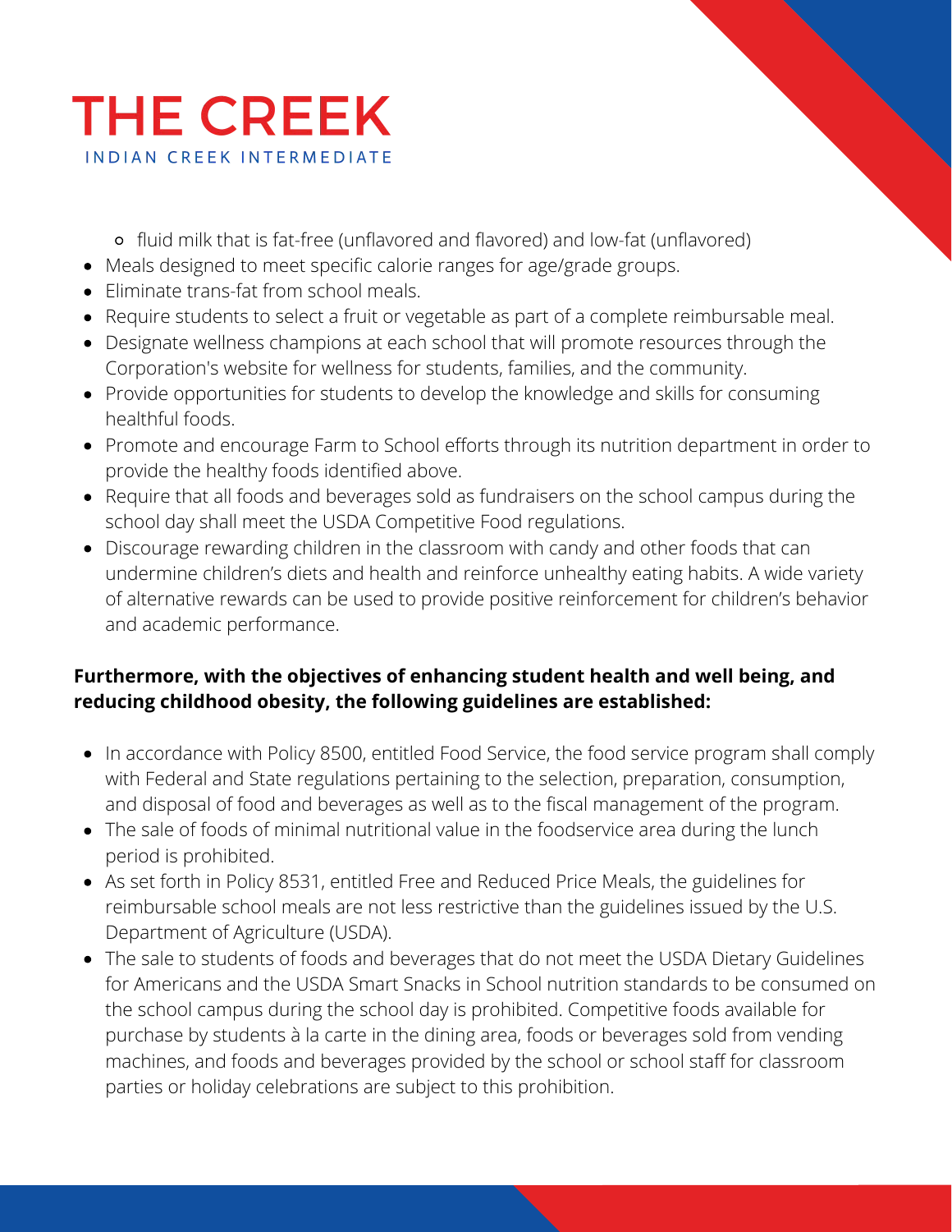- fluid milk that is fat-free (unflavored and flavored) and low-fat (unflavored)

- Meals designed to meet specific calorie ranges for age/grade groups.
- Eliminate trans-fat from school meals.
- Require students to select a fruit or vegetable as part of a complete reimbursable meal.
- Designate wellness champions at each school that will promote resources through the Corporation's website for wellness for students, families, and the community.
- Provide opportunities for students to develop the knowledge and skills for consuming healthful foods.
- Promote and encourage Farm to School efforts through its nutrition department in order to provide the healthy foods identified above.
- Require that all foods and beverages sold as fundraisers on the school campus during the school day shall meet the USDA Competitive Food regulations.
- Discourage rewarding children in the classroom with candy and other foods that can undermine children's diets and health and reinforce unhealthy eating habits. A wide variety of alternative rewards can be used to provide positive reinforcement for children's behavior and academic performance.

**Furthermore, with the objectives of enhancing student health and well being, and reducing childhood obesity, the following guidelines are established:**

- In accordance with Policy 8500, entitled Food Service, the food service program shall comply with Federal and State regulations pertaining to the selection, preparation, consumption, and disposal of food and beverages as well as to the fiscal management of the program.
- The sale of foods of minimal nutritional value in the foodservice area during the lunch period is prohibited.
- As set forth in Policy 8531, entitled Free and Reduced Price Meals, the guidelines for reimbursable school meals are not less restrictive than the guidelines issued by the U.S. Department of Agriculture (USDA).
- The sale to students of foods and beverages that do not meet the USDA Dietary Guidelines for Americans and the USDA Smart Snacks in School nutrition standards to be consumed on the school campus during the school day is prohibited. Competitive foods available for purchase by students à la carte in the dining area, foods or beverages sold from vending machines, and foods and beverages provided by the school or school staff for classroom parties or holiday celebrations are subject to this prohibition.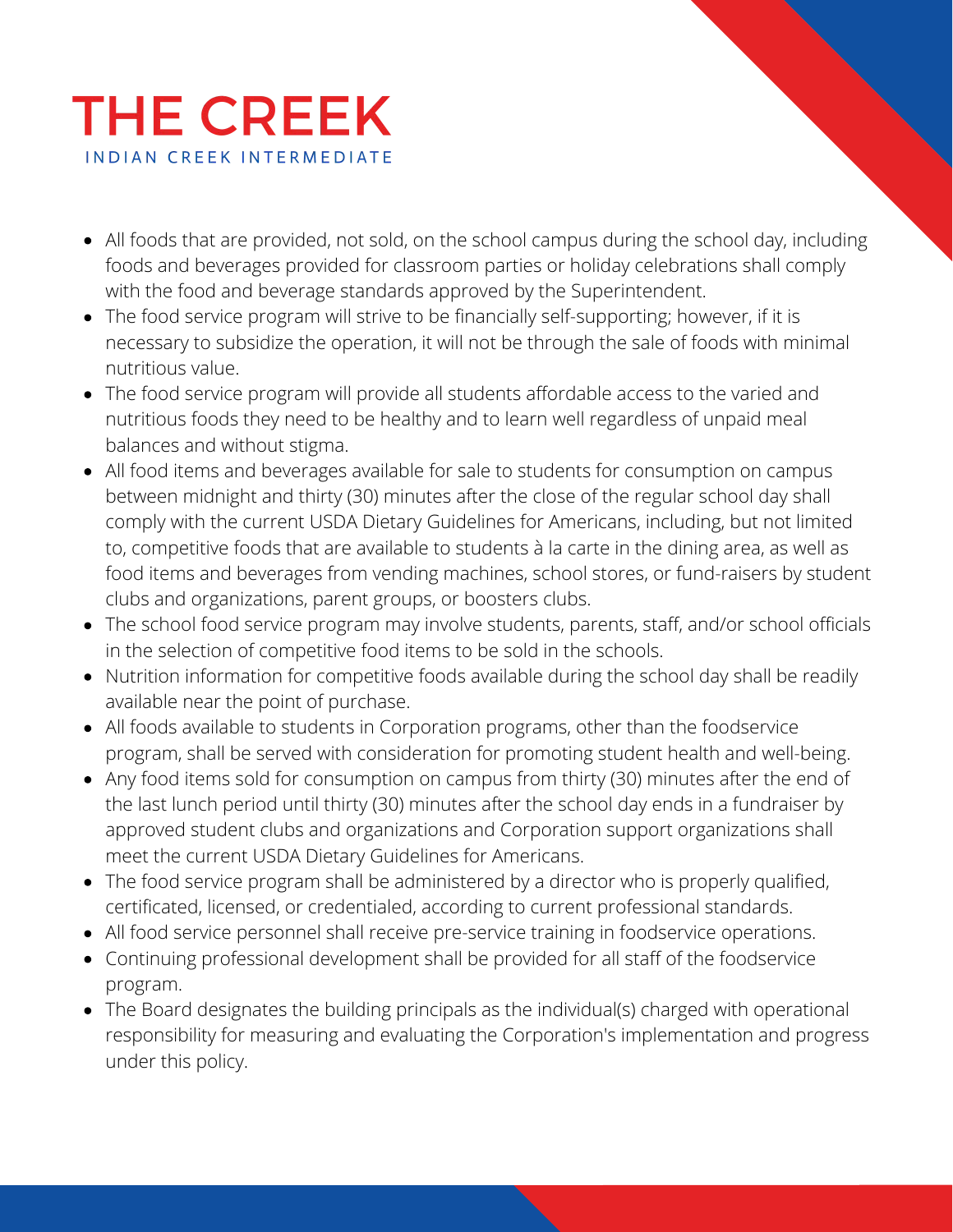# THE CREEK

INDIAN CREEK INTERMEDIATE

- All foods that are provided, not sold, on the school campus during the school day, including foods and beverages provided for classroom parties or holiday celebrations shall comply with the food and beverage standards approved by the Superintendent.
- The food service program will strive to be financially self-supporting; however, if it is necessary to subsidize the operation, it will not be through the sale of foods with minimal nutritious value.
- The food service program will provide all students affordable access to the varied and nutritious foods they need to be healthy and to learn well regardless of unpaid meal balances and without stigma.
- All food items and beverages available for sale to students for consumption on campus between midnight and thirty (30) minutes after the close of the regular school day shall comply with the current USDA Dietary Guidelines for Americans, including, but not limited to, competitive foods that are available to students à la carte in the dining area, as well as food items and beverages from vending machines, school stores, or fund-raisers by student clubs and organizations, parent groups, or boosters clubs.
- The school food service program may involve students, parents, staff, and/or school officials in the selection of competitive food items to be sold in the schools.
- Nutrition information for competitive foods available during the school day shall be readily available near the point of purchase.
- All foods available to students in Corporation programs, other than the foodservice program, shall be served with consideration for promoting student health and well-being.
- Any food items sold for consumption on campus from thirty (30) minutes after the end of the last lunch period until thirty (30) minutes after the school day ends in a fundraiser by approved student clubs and organizations and Corporation support organizations shall meet the current USDA Dietary Guidelines for Americans.
- The food service program shall be administered by a director who is properly qualified, certificated, licensed, or credentialed, according to current professional standards.
- All food service personnel shall receive pre-service training in foodservice operations.
- Continuing professional development shall be provided for all staff of the foodservice program.
- The Board designates the building principals as the individual(s) charged with operational responsibility for measuring and evaluating the Corporation's implementation and progress under this policy.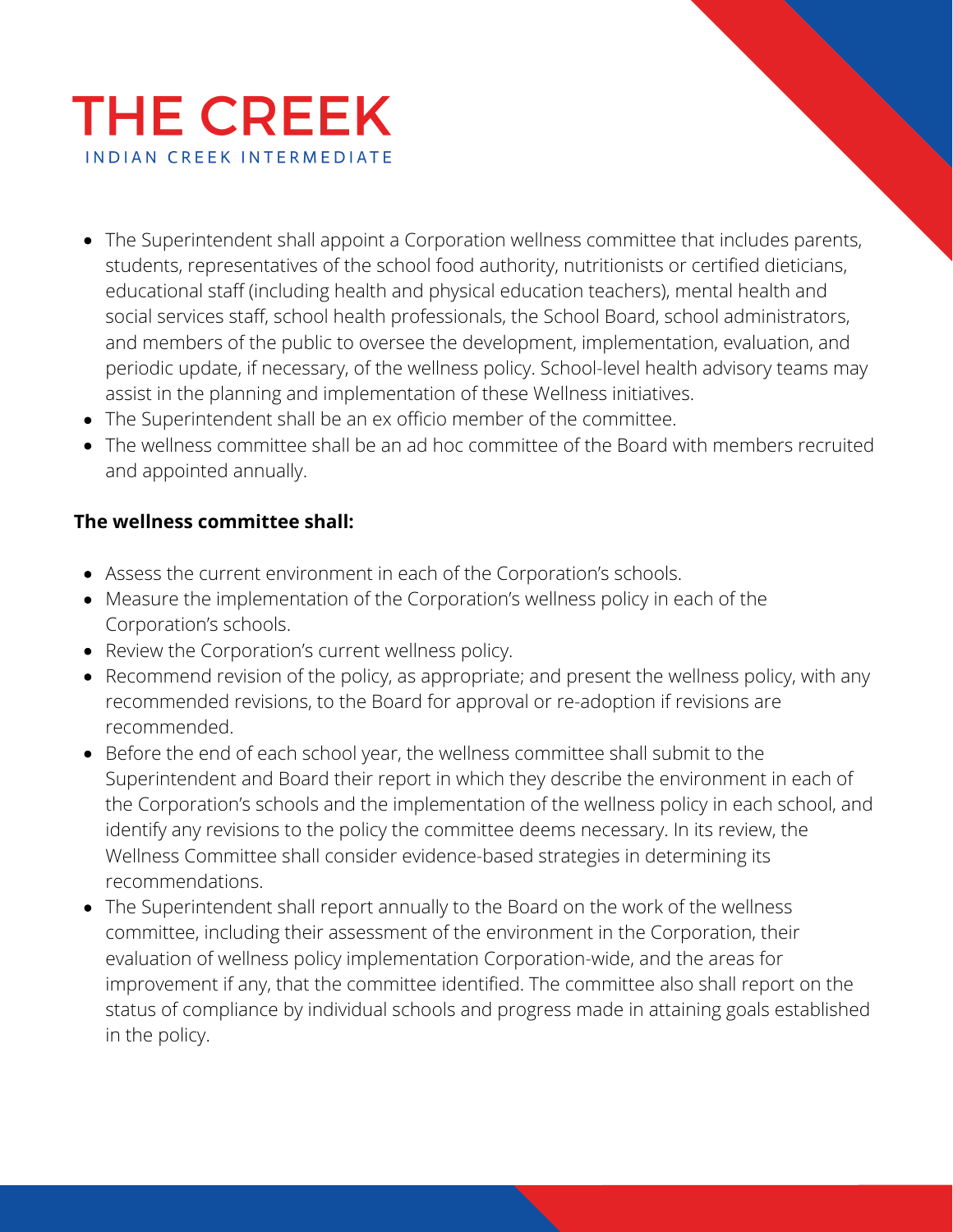- The Superintendent shall appoint a Corporation wellness committee that includes parents, students, representatives of the school food authority, nutritionists or certified dieticians, educational staff (including health and physical education teachers), mental health and social services staff, school health professionals, the School Board, school administrators, and members of the public to oversee the development, implementation, evaluation, and periodic update, if necessary, of the wellness policy. School-level health advisory teams may assist in the planning and implementation of these Wellness initiatives.
- The Superintendent shall be an ex officio member of the committee.
- The wellness committee shall be an ad hoc committee of the Board with members recruited and appointed annually.

**The wellness committee shall:**

- Assess the current environment in each of the Corporation's schools.
- Measure the implementation of the Corporation's wellness policy in each of the Corporation's schools.
- Review the Corporation's current wellness policy.
- Recommend revision of the policy, as appropriate; and present the wellness policy, with any recommended revisions, to the Board for approval or re-adoption if revisions are recommended.
- Before the end of each school year, the wellness committee shall submit to the Superintendent and Board their report in which they describe the environment in each of the Corporation's schools and the implementation of the wellness policy in each school, and identify any revisions to the policy the committee deems necessary. In its review, the Wellness Committee shall consider evidence-based strategies in determining its recommendations.
- The Superintendent shall report annually to the Board on the work of the wellness committee, including their assessment of the environment in the Corporation, their evaluation of wellness policy implementation Corporation-wide, and the areas for improvement if any, that the committee identified. The committee also shall report on the status of compliance by individual schools and progress made in attaining goals established in the policy.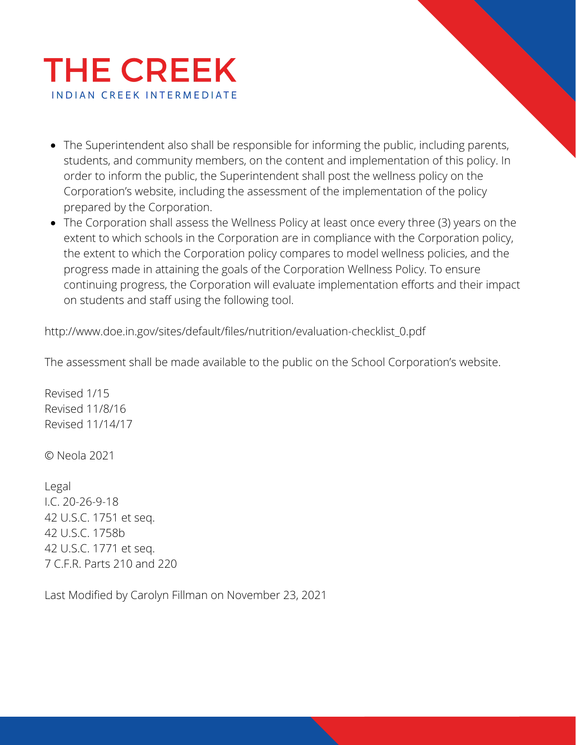- The Superintendent also shall be responsible for informing the public, including parents, students, and community members, on the content and implementation of this policy. In order to inform the public, the Superintendent shall post the wellness policy on the Corporation's website, including the assessment of the implementation of the policy prepared by the Corporation.
- The Corporation shall assess the Wellness Policy at least once every three (3) years on the extent to which schools in the Corporation are in compliance with the Corporation policy, the extent to which the Corporation policy compares to model wellness policies, and the progress made in attaining the goals of the Corporation Wellness Policy. To ensure continuing progress, the Corporation will evaluate implementation efforts and their impact on students and staff using the following tool.

http://www.doe.in.gov/sites/default/files/nutrition/evaluation-checklist_0.pdf

The assessment shall be made available to the public on the School Corporation's website.

Revised 1/15
Revised 11/8/16
Revised 11/14/17

© Neola 2021

Legal
I.C. 20-26-9-18
42 U.S.C. 1751 et seq.
42 U.S.C. 1758b
42 U.S.C. 1771 et seq.
7 C.F.R. Parts 210 and 220

Last Modified by Carolyn Fillman on November 23, 2021